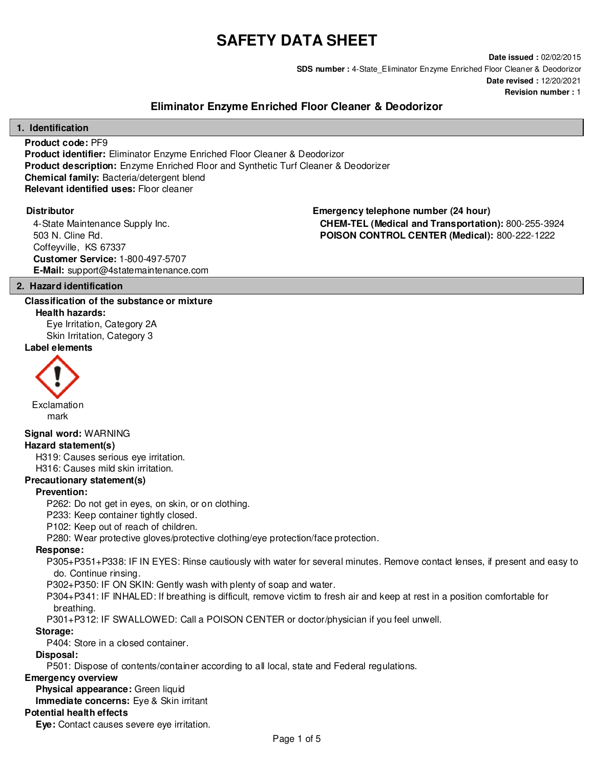# SAFETY DATA SHEET

**Date issued :** 02/02/2015
**SDS number :** 4-State_Eliminator Enzyme Enriched Floor Cleaner & Deodorizor
**Date revised :** 12/20/2021
**Revision number :** 1

## Eliminator Enzyme Enriched Floor Cleaner & Deodorizor

## 1. Identification

**Product code:** PF9
**Product identifier:** Eliminator Enzyme Enriched Floor Cleaner & Deodorizor
**Product description:** Enzyme Enriched Floor and Synthetic Turf Cleaner & Deodorizer
**Chemical family:** Bacteria/detergent blend
**Relevant identified uses:** Floor cleaner

**Distributor**

4-State Maintenance Supply Inc.
503 N. Cline Rd.
Coffeyville, KS 67337
**Customer Service:** 1-800-497-5707
**E-Mail:** support@4statemaintenance.com

**Emergency telephone number (24 hour)**

**CHEM-TEL (Medical and Transportation):** 800-255-3924
**POISON CONTROL CENTER (Medical):** 800-222-1222

## 2. Hazard identification

**Classification of the substance or mixture**

**Health hazards:**

Eye Irritation, Category 2A
Skin Irritation, Category 3

**Label elements**

Exclamation mark

**Signal word:** WARNING

**Hazard statement(s)**

H319: Causes serious eye irritation.
H316: Causes mild skin irritation.

**Precautionary statement(s)**

**Prevention:**

P262: Do not get in eyes, on skin, or on clothing.
P233: Keep container tightly closed.
P102: Keep out of reach of children.
P280: Wear protective gloves/protective clothing/eye protection/face protection.

**Response:**

P305+P351+P338: IF IN EYES: Rinse cautiously with water for several minutes. Remove contact lenses, if present and easy to do. Continue rinsing.
P302+P350: IF ON SKIN: Gently wash with plenty of soap and water.
P304+P341: IF INHALED: If breathing is difficult, remove victim to fresh air and keep at rest in a position comfortable for breathing.
P301+P312: IF SWALLOWED: Call a POISON CENTER or doctor/physician if you feel unwell.

**Storage:**

P404: Store in a closed container.

**Disposal:**

P501: Dispose of contents/container according to all local, state and Federal regulations.

**Emergency overview**

**Physical appearance:** Green liquid
**Immediate concerns:** Eye & Skin irritant

**Potential health effects**

**Eye:** Contact causes severe eye irritation.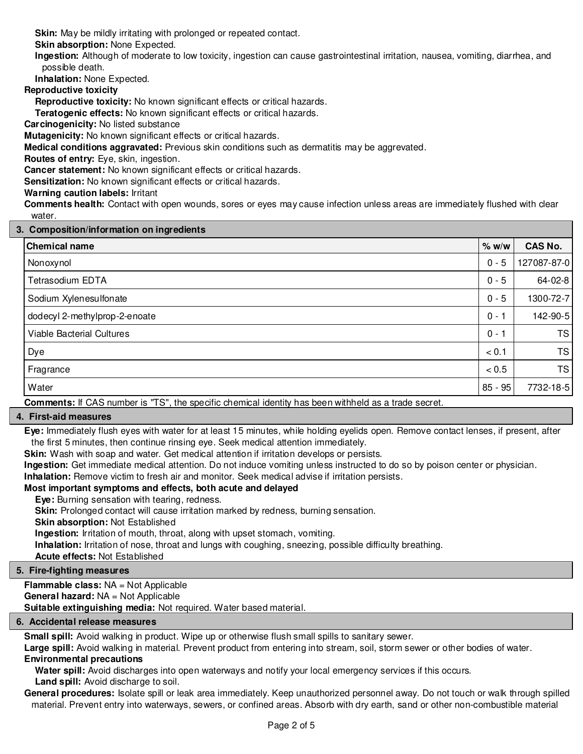**Skin:** May be mildly irritating with prolonged or repeated contact.

**Skin absorption:** None Expected.

**Ingestion:** Although of moderate to low toxicity, ingestion can cause gastrointestinal irritation, nausea, vomiting, diarrhea, and possible death.

**Inhalation:** None Expected.

**Reproductive toxicity**

**Reproductive toxicity:** No known significant effects or critical hazards.

**Teratogenic effects:** No known significant effects or critical hazards.

**Carcinogenicity:** No listed substance

**Mutagenicity:** No known significant effects or critical hazards.

**Medical conditions aggravated:** Previous skin conditions such as dermatitis may be aggrevated.

**Routes of entry:** Eye, skin, ingestion.

**Cancer statement:** No known significant effects or critical hazards.

**Sensitization:** No known significant effects or critical hazards.

**Warning caution labels:** Irritant

**Comments health:** Contact with open wounds, sores or eyes may cause infection unless areas are immediately flushed with clear water.

## 3. Composition/information on ingredients

| Chemical name | % w/w | CAS No. |
|---|---|---|
| Nonoxynol | 0 - 5 | 127087-87-0 |
| Tetrasodium EDTA | 0 - 5 | 64-02-8 |
| Sodium Xylenesulfonate | 0 - 5 | 1300-72-7 |
| dodecyl 2-methylprop-2-enoate | 0 - 1 | 142-90-5 |
| Viable Bacterial Cultures | 0 - 1 | TS |
| Dye | < 0.1 | TS |
| Fragrance | < 0.5 | TS |
| Water | 85 - 95 | 7732-18-5 |

**Comments:** If CAS number is "TS", the specific chemical identity has been withheld as a trade secret.

## 4. First-aid measures

**Eye:** Immediately flush eyes with water for at least 15 minutes, while holding eyelids open. Remove contact lenses, if present, after the first 5 minutes, then continue rinsing eye. Seek medical attention immediately.

**Skin:** Wash with soap and water. Get medical attention if irritation develops or persists.

**Ingestion:** Get immediate medical attention. Do not induce vomiting unless instructed to do so by poison center or physician.

**Inhalation:** Remove victim to fresh air and monitor. Seek medical advise if irritation persists.

**Most important symptoms and effects, both acute and delayed**

**Eye:** Burning sensation with tearing, redness.

**Skin:** Prolonged contact will cause irritation marked by redness, burning sensation.

**Skin absorption:** Not Established

**Ingestion:** Irritation of mouth, throat, along with upset stomach, vomiting.

**Inhalation:** Irritation of nose, throat and lungs with coughing, sneezing, possible difficulty breathing.

**Acute effects:** Not Established

## 5. Fire-fighting measures

**Flammable class:** NA = Not Applicable

**General hazard:** NA = Not Applicable

**Suitable extinguishing media:** Not required. Water based material.

## 6. Accidental release measures

**Small spill:** Avoid walking in product. Wipe up or otherwise flush small spills to sanitary sewer.

**Large spill:** Avoid walking in material. Prevent product from entering into stream, soil, storm sewer or other bodies of water.

**Environmental precautions**

**Water spill:** Avoid discharges into open waterways and notify your local emergency services if this occurs.

**Land spill:** Avoid discharge to soil.

**General procedures:** Isolate spill or leak area immediately. Keep unauthorized personnel away. Do not touch or walk through spilled material. Prevent entry into waterways, sewers, or confined areas. Absorb with dry earth, sand or other non-combustible material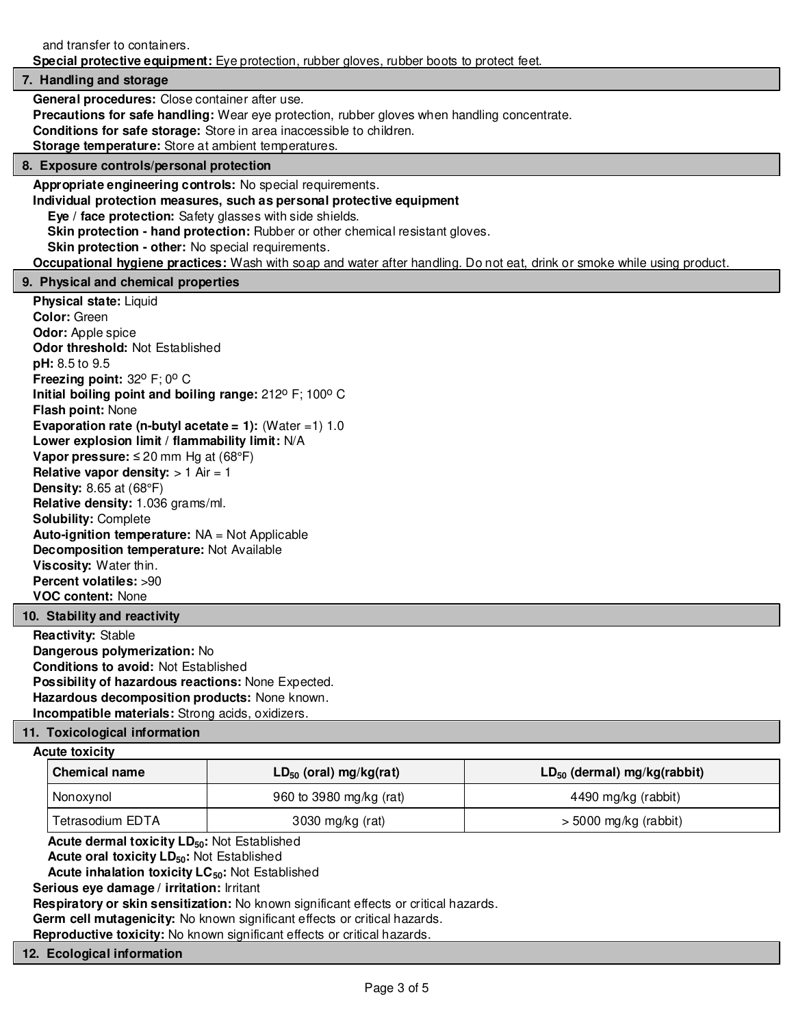and transfer to containers.

**Special protective equipment:** Eye protection, rubber gloves, rubber boots to protect feet.

## 7. Handling and storage

**General procedures:** Close container after use.
**Precautions for safe handling:** Wear eye protection, rubber gloves when handling concentrate.
**Conditions for safe storage:** Store in area inaccessible to children.
**Storage temperature:** Store at ambient temperatures.

## 8. Exposure controls/personal protection

**Appropriate engineering controls:** No special requirements.
**Individual protection measures, such as personal protective equipment**
- **Eye / face protection:** Safety glasses with side shields.
- **Skin protection - hand protection:** Rubber or other chemical resistant gloves.
- **Skin protection - other:** No special requirements.

**Occupational hygiene practices:** Wash with soap and water after handling. Do not eat, drink or smoke while using product.

## 9. Physical and chemical properties

**Physical state:** Liquid
**Color:** Green
**Odor:** Apple spice
**Odor threshold:** Not Established
**pH:** 8.5 to 9.5
**Freezing point:** 32º F; 0º C
**Initial boiling point and boiling range:** 212º F; 100º C
**Flash point:** None
**Evaporation rate (n-butyl acetate = 1):** (Water =1) 1.0
**Lower explosion limit / flammability limit:** N/A
**Vapor pressure:** ≤ 20 mm Hg at (68°F)
**Relative vapor density:** > 1 Air = 1
**Density:** 8.65 at (68°F)
**Relative density:** 1.036 grams/ml.
**Solubility:** Complete
**Auto-ignition temperature:** NA = Not Applicable
**Decomposition temperature:** Not Available
**Viscosity:** Water thin.
**Percent volatiles:** >90
**VOC content:** None

## 10. Stability and reactivity

**Reactivity:** Stable
**Dangerous polymerization:** No
**Conditions to avoid:** Not Established
**Possibility of hazardous reactions:** None Expected.
**Hazardous decomposition products:** None known.
**Incompatible materials:** Strong acids, oxidizers.

## 11. Toxicological information

**Acute toxicity**

| Chemical name | $LD_{50}$ (oral) mg/kg(rat) | $LD_{50}$ (dermal) mg/kg(rabbit) |
| --- | --- | --- |
| Nonoxynol | 960 to 3980 mg/kg (rat) | 4490 mg/kg (rabbit) |
| Tetrasodium EDTA | 3030 mg/kg (rat) | > 5000 mg/kg (rabbit) |

**Acute dermal toxicity $LD_{50}$:** Not Established
**Acute oral toxicity $LD_{50}$:** Not Established
**Acute inhalation toxicity $LC_{50}$:** Not Established
**Serious eye damage / irritation:** Irritant
**Respiratory or skin sensitization:** No known significant effects or critical hazards.
**Germ cell mutagenicity:** No known significant effects or critical hazards.
**Reproductive toxicity:** No known significant effects or critical hazards.

## 12. Ecological information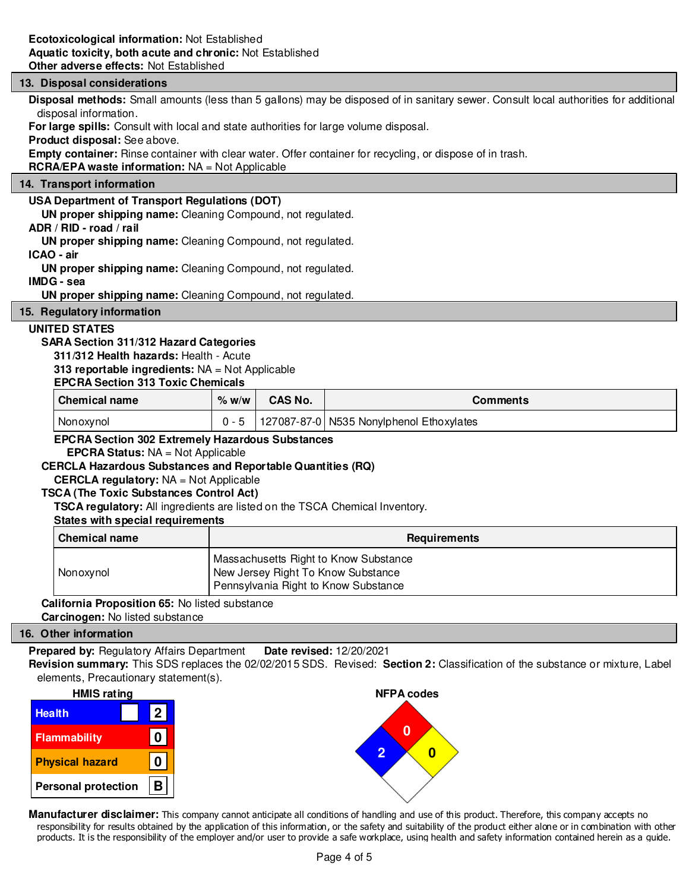**Ecotoxicological information:** Not Established
**Aquatic toxicity, both acute and chronic:** Not Established
**Other adverse effects:** Not Established

## 13. Disposal considerations

**Disposal methods:** Small amounts (less than 5 gallons) may be disposed of in sanitary sewer. Consult local authorities for additional disposal information.
**For large spills:** Consult with local and state authorities for large volume disposal.
**Product disposal:** See above.
**Empty container:** Rinse container with clear water. Offer container for recycling, or dispose of in trash.
**RCRA/EPA waste information:** NA = Not Applicable

## 14. Transport information

**USA Department of Transport Regulations (DOT)**
**UN proper shipping name:** Cleaning Compound, not regulated.
**ADR / RID - road / rail**
**UN proper shipping name:** Cleaning Compound, not regulated.
**ICAO - air**
**UN proper shipping name:** Cleaning Compound, not regulated.
**IMDG - sea**
**UN proper shipping name:** Cleaning Compound, not regulated.

## 15. Regulatory information

**UNITED STATES**
**SARA Section 311/312 Hazard Categories**
**311/312 Health hazards:** Health - Acute
**313 reportable ingredients:** NA = Not Applicable
**EPCRA Section 313 Toxic Chemicals**

| Chemical name | % w/w | CAS No. | Comments |
|---|---|---|---|
| Nonoxynol | 0 - 5 | 127087-87-0 | N535 Nonylphenol Ethoxylates |

**EPCRA Section 302 Extremely Hazardous Substances**
**EPCRA Status:** NA = Not Applicable
**CERCLA Hazardous Substances and Reportable Quantities (RQ)**
**CERCLA regulatory:** NA = Not Applicable
**TSCA (The Toxic Substances Control Act)**
**TSCA regulatory:** All ingredients are listed on the TSCA Chemical Inventory.
**States with special requirements**

| Chemical name | Requirements |
|---|---|
| Nonoxynol | Massachusetts Right to Know Substance<br>New Jersey Right To Know Substance<br>Pennsylvania Right to Know Substance |

**California Proposition 65:** No listed substance
**Carcinogen:** No listed substance

## 16. Other information

**Prepared by:** Regulatory Affairs Department **Date revised:** 12/20/2021
**Revision summary:** This SDS replaces the 02/02/2015 SDS. Revised: **Section 2:** Classification of the substance or mixture, Label elements, Precautionary statement(s).

**HMIS rating**

| | |
|---|---|
| Health | 2 |
| Flammability | 0 |
| Physical hazard | 0 |
| Personal protection | B |

**NFPA codes**

| | |
|---|---|
| Health (blue) | 2 |
| Flammability (red) | 0 |
| Instability (yellow) | 0 |
| Special (white) | |

**Manufacturer disclaimer:** This company cannot anticipate all conditions of handling and use of this product. Therefore, this company accepts no responsibility for results obtained by the application of this information, or the safety and suitability of the product either alone or in combination with other products. It is the responsibility of the employer and/or user to provide a safe workplace, using health and safety information contained herein as a guide.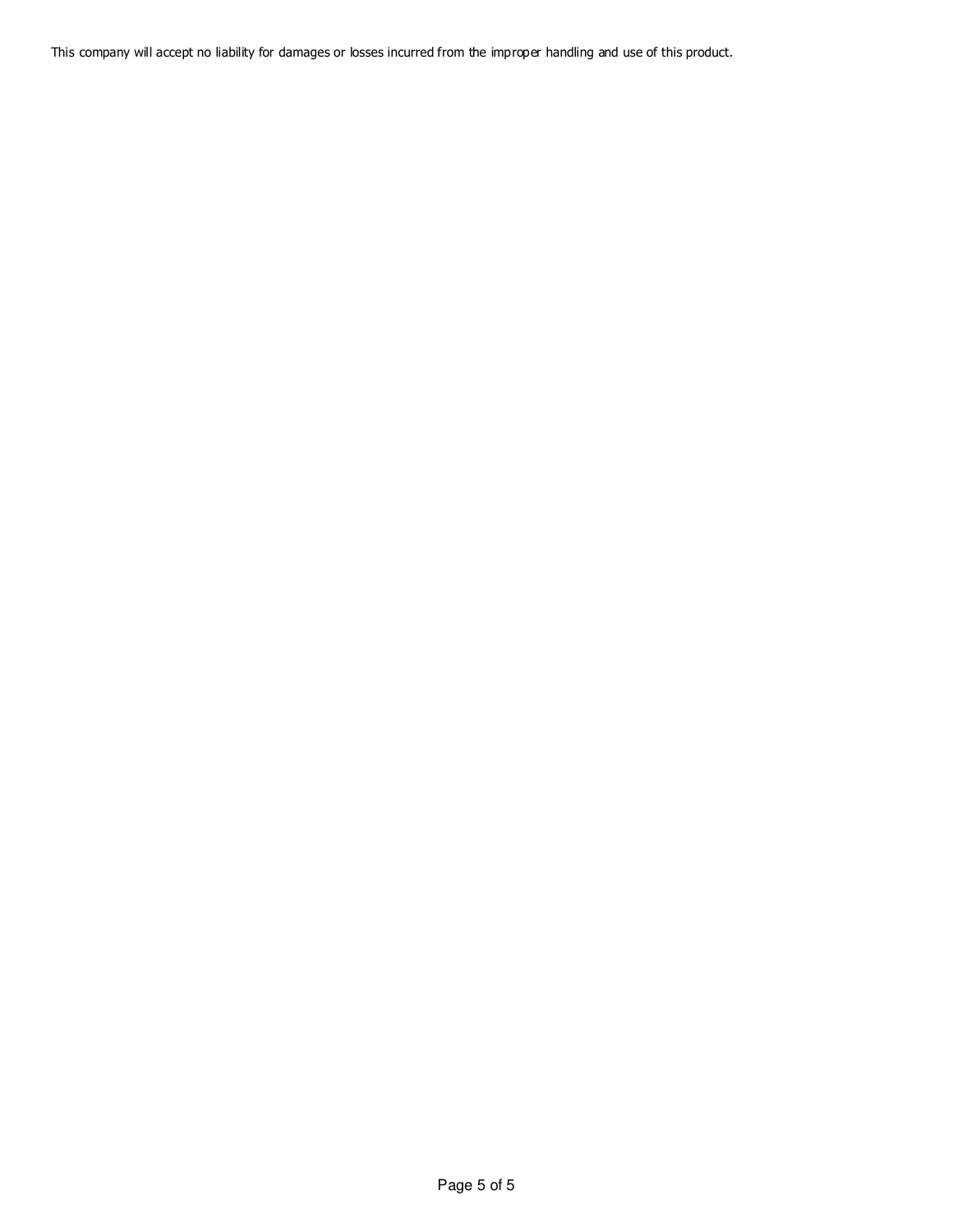This company will accept no liability for damages or losses incurred from the improper handling and use of this product.